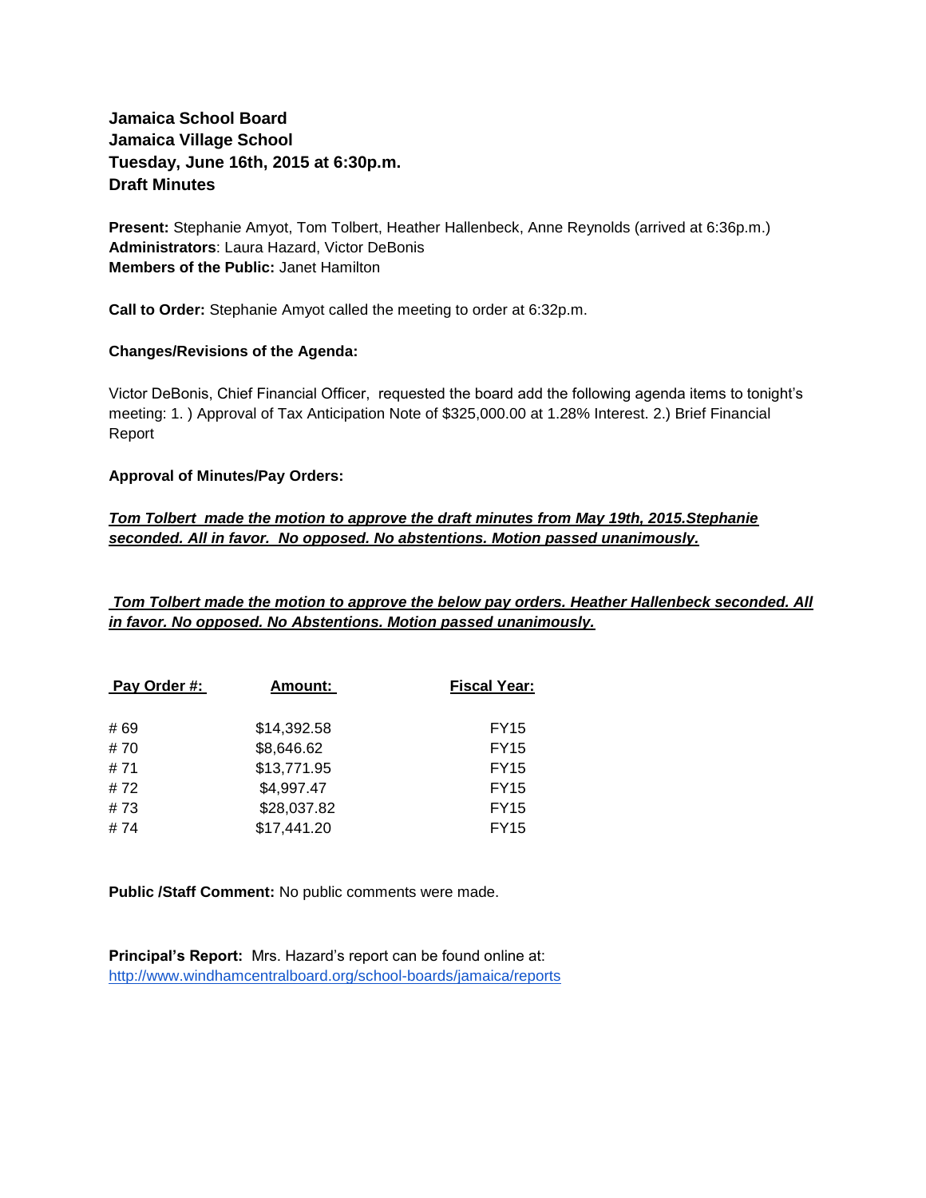**Jamaica School Board**
**Jamaica Village School**
**Tuesday, June 16th, 2015 at 6:30p.m.**
**Draft Minutes**

**Present:** Stephanie Amyot, Tom Tolbert, Heather Hallenbeck, Anne Reynolds (arrived at 6:36p.m.)
**Administrators**: Laura Hazard, Victor DeBonis
**Members of the Public:** Janet Hamilton

**Call to Order:** Stephanie Amyot called the meeting to order at 6:32p.m.

**Changes/Revisions of the Agenda:**

Victor DeBonis, Chief Financial Officer, requested the board add the following agenda items to tonight's meeting: 1. ) Approval of Tax Anticipation Note of $325,000.00 at 1.28% Interest. 2.) Brief Financial Report

**Approval of Minutes/Pay Orders:**

***Tom Tolbert made the motion to approve the draft minutes from May 19th, 2015.Stephanie seconded. All in favor. No opposed. No abstentions. Motion passed unanimously.***

***Tom Tolbert made the motion to approve the below pay orders. Heather Hallenbeck seconded. All in favor. No opposed. No Abstentions. Motion passed unanimously.***

| Pay Order #: | Amount: | Fiscal Year: |
|---|---|---|
| # 69 | $14,392.58 | FY15 |
| # 70 | $8,646.62 | FY15 |
| # 71 | $13,771.95 | FY15 |
| # 72 | $4,997.47 | FY15 |
| # 73 | $28,037.82 | FY15 |
| # 74 | $17,441.20 | FY15 |

**Public /Staff Comment:** No public comments were made.

**Principal's Report:** Mrs. Hazard's report can be found online at:
http://www.windhamcentralboard.org/school-boards/jamaica/reports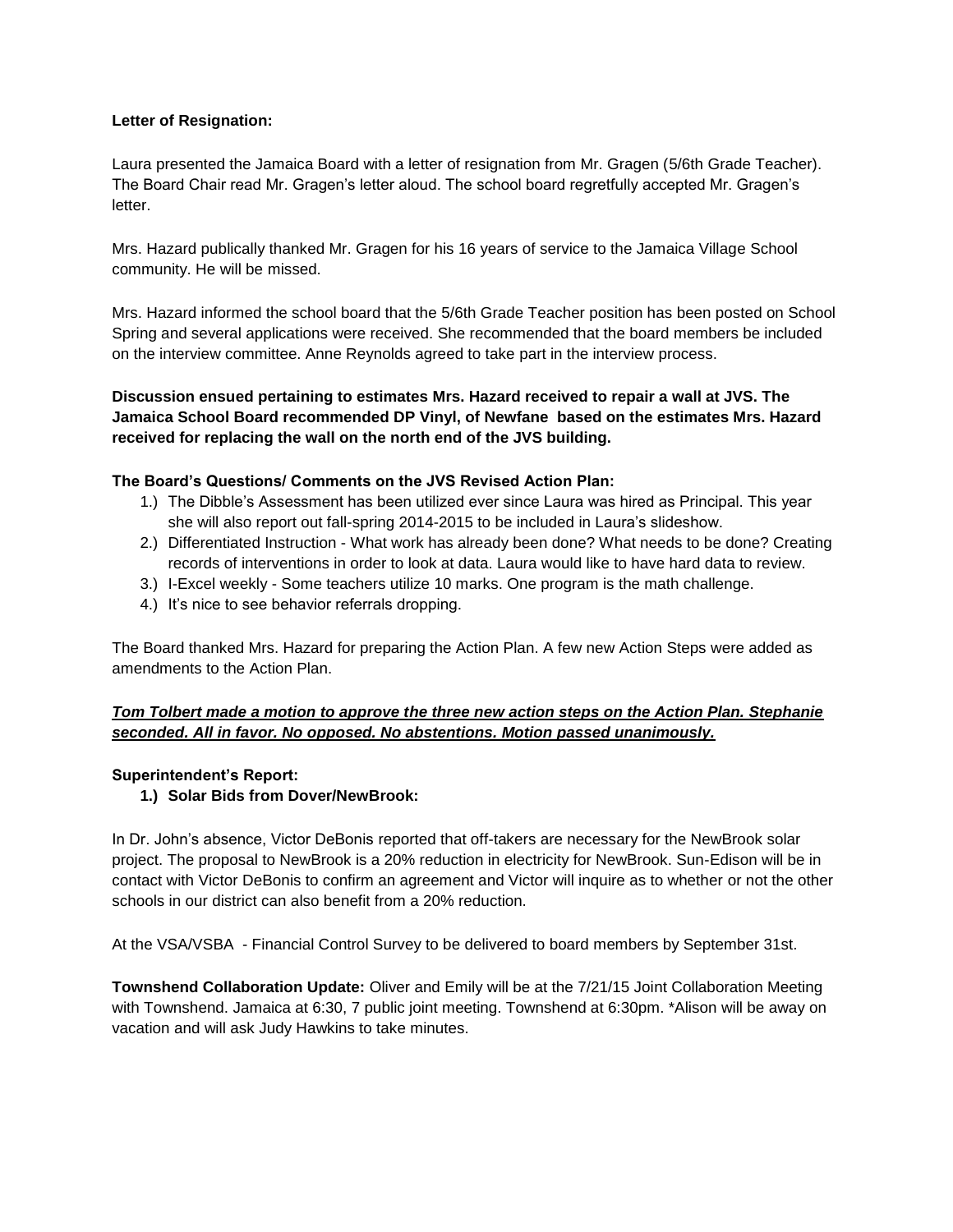**Letter of Resignation:**

Laura presented the Jamaica Board with a letter of resignation from Mr. Gragen (5/6th Grade Teacher). The Board Chair read Mr. Gragen's letter aloud. The school board regretfully accepted Mr. Gragen's letter.

Mrs. Hazard publically thanked Mr. Gragen for his 16 years of service to the Jamaica Village School community. He will be missed.

Mrs. Hazard informed the school board that the 5/6th Grade Teacher position has been posted on School Spring and several applications were received. She recommended that the board members be included on the interview committee. Anne Reynolds agreed to take part in the interview process.

**Discussion ensued pertaining to estimates Mrs. Hazard received to repair a wall at JVS. The Jamaica School Board recommended DP Vinyl, of Newfane based on the estimates Mrs. Hazard received for replacing the wall on the north end of the JVS building.**

**The Board's Questions/ Comments on the JVS Revised Action Plan:**

1.) The Dibble's Assessment has been utilized ever since Laura was hired as Principal. This year she will also report out fall-spring 2014-2015 to be included in Laura's slideshow.
2.) Differentiated Instruction - What work has already been done? What needs to be done? Creating records of interventions in order to look at data. Laura would like to have hard data to review.
3.) I-Excel weekly - Some teachers utilize 10 marks. One program is the math challenge.
4.) It's nice to see behavior referrals dropping.

The Board thanked Mrs. Hazard for preparing the Action Plan. A few new Action Steps were added as amendments to the Action Plan.

***Tom Tolbert made a motion to approve the three new action steps on the Action Plan. Stephanie seconded. All in favor. No opposed. No abstentions. Motion passed unanimously.***

**Superintendent's Report:**

**1.) Solar Bids from Dover/NewBrook:**

In Dr. John's absence, Victor DeBonis reported that off-takers are necessary for the NewBrook solar project. The proposal to NewBrook is a 20% reduction in electricity for NewBrook. Sun-Edison will be in contact with Victor DeBonis to confirm an agreement and Victor will inquire as to whether or not the other schools in our district can also benefit from a 20% reduction.

At the VSA/VSBA - Financial Control Survey to be delivered to board members by September 31st.

**Townshend Collaboration Update:** Oliver and Emily will be at the 7/21/15 Joint Collaboration Meeting with Townshend. Jamaica at 6:30, 7 public joint meeting. Townshend at 6:30pm. *Alison will be away on vacation and will ask Judy Hawkins to take minutes.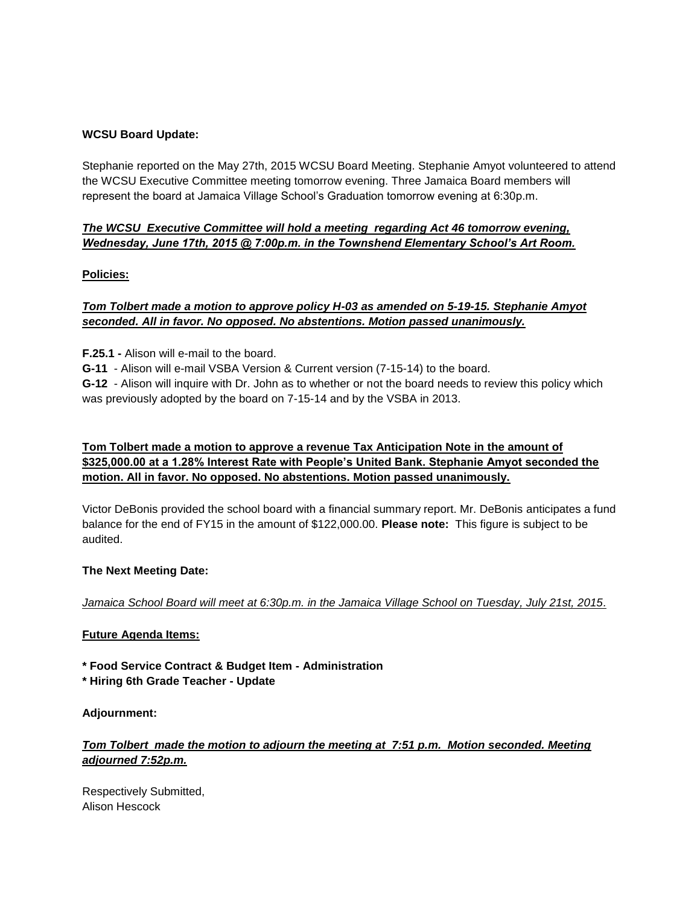**WCSU Board Update:**

Stephanie reported on the May 27th, 2015 WCSU Board Meeting. Stephanie Amyot volunteered to attend the WCSU Executive Committee meeting tomorrow evening. Three Jamaica Board members will represent the board at Jamaica Village School's Graduation tomorrow evening at 6:30p.m.

***The WCSU Executive Committee will hold a meeting regarding Act 46 tomorrow evening, Wednesday, June 17th, 2015 @ 7:00p.m. in the Townshend Elementary School's Art Room.***

**Policies:**

***Tom Tolbert made a motion to approve policy H-03 as amended on 5-19-15. Stephanie Amyot seconded. All in favor. No opposed. No abstentions. Motion passed unanimously.***

**F.25.1 -** Alison will e-mail to the board.
**G-11** - Alison will e-mail VSBA Version & Current version (7-15-14) to the board.
**G-12** - Alison will inquire with Dr. John as to whether or not the board needs to review this policy which was previously adopted by the board on 7-15-14 and by the VSBA in 2013.

**Tom Tolbert made a motion to approve a revenue Tax Anticipation Note in the amount of $325,000.00 at a 1.28% Interest Rate with People's United Bank. Stephanie Amyot seconded the motion. All in favor. No opposed. No abstentions. Motion passed unanimously.**

Victor DeBonis provided the school board with a financial summary report. Mr. DeBonis anticipates a fund balance for the end of FY15 in the amount of $122,000.00. **Please note:** This figure is subject to be audited.

**The Next Meeting Date:**

*Jamaica School Board will meet at 6:30p.m. in the Jamaica Village School on Tuesday, July 21st, 2015.*

**Future Agenda Items:**

**\* Food Service Contract & Budget Item - Administration**
**\* Hiring 6th Grade Teacher - Update**

**Adjournment:**

***Tom Tolbert made the motion to adjourn the meeting at 7:51 p.m. Motion seconded. Meeting adjourned 7:52p.m.***

Respectively Submitted,
Alison Hescock